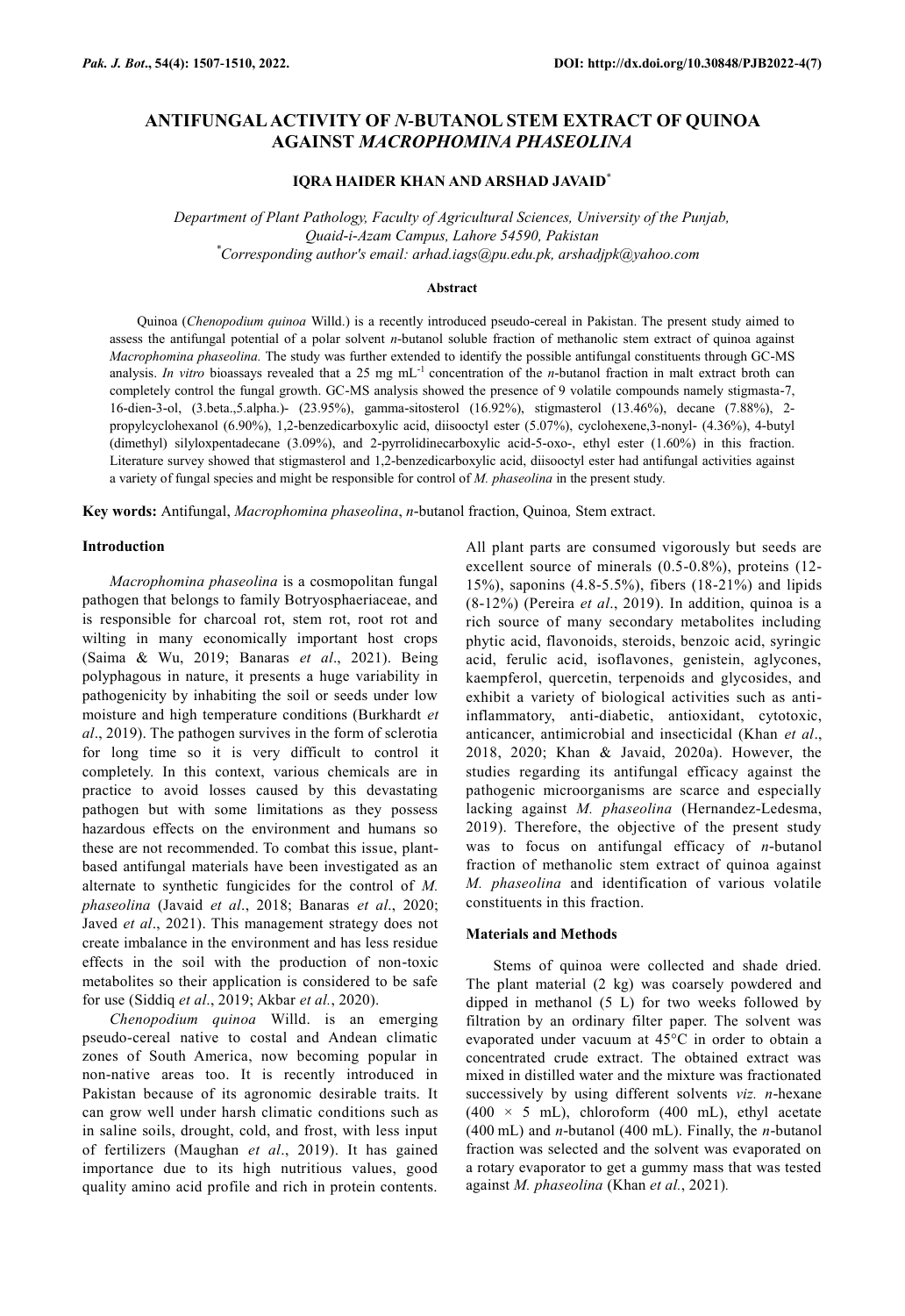# ANTIFUNGAL ACTIVITY OF *N*-BUTANOL STEM EXTRACT OF QUINOA AGAINST *MACROPHOMINA PHASEOLINA*

**IQRA HAIDER KHAN AND ARSHAD JAVAID***

*Department of Plant Pathology, Faculty of Agricultural Sciences, University of the Punjab, Quaid-i-Azam Campus, Lahore 54590, Pakistan*
*Corresponding author's email: arhad.iags@pu.edu.pk, arshadjpk@yahoo.com

### Abstract

Quinoa (*Chenopodium quinoa* Willd.) is a recently introduced pseudo-cereal in Pakistan. The present study aimed to assess the antifungal potential of a polar solvent *n*-butanol soluble fraction of methanolic stem extract of quinoa against *Macrophomina phaseolina.* The study was further extended to identify the possible antifungal constituents through GC-MS analysis. *In vitro* bioassays revealed that a 25 mg mL$^{-1}$ concentration of the *n*-butanol fraction in malt extract broth can completely control the fungal growth. GC-MS analysis showed the presence of 9 volatile compounds namely stigmasta-7, 16-dien-3-ol, (3.beta.,5.alpha.)- (23.95%), gamma-sitosterol (16.92%), stigmasterol (13.46%), decane (7.88%), 2-propylcyclohexanol (6.90%), 1,2-benzedicarboxylic acid, diisooctyl ester (5.07%), cyclohexene,3-nonyl- (4.36%), 4-butyl (dimethyl) silyloxpentadecane (3.09%), and 2-pyrrolidinecarboxylic acid-5-oxo-, ethyl ester (1.60%) in this fraction. Literature survey showed that stigmasterol and 1,2-benzedicarboxylic acid, diisooctyl ester had antifungal activities against a variety of fungal species and might be responsible for control of *M. phaseolina* in the present study.

**Key words:** Antifungal, *Macrophomina phaseolina*, *n*-butanol fraction, Quinoa, Stem extract.

## Introduction

*Macrophomina phaseolina* is a cosmopolitan fungal pathogen that belongs to family Botryosphaeriaceae, and is responsible for charcoal rot, stem rot, root rot and wilting in many economically important host crops (Saima & Wu, 2019; Banaras *et al*., 2021). Being polyphagous in nature, it presents a huge variability in pathogenicity by inhabiting the soil or seeds under low moisture and high temperature conditions (Burkhardt *et al*., 2019). The pathogen survives in the form of sclerotia for long time so it is very difficult to control it completely. In this context, various chemicals are in practice to avoid losses caused by this devastating pathogen but with some limitations as they possess hazardous effects on the environment and humans so these are not recommended. To combat this issue, plant-based antifungal materials have been investigated as an alternate to synthetic fungicides for the control of *M. phaseolina* (Javaid *et al*., 2018; Banaras *et al*., 2020; Javed *et al*., 2021). This management strategy does not create imbalance in the environment and has less residue effects in the soil with the production of non-toxic metabolites so their application is considered to be safe for use (Siddiq *et al*., 2019; Akbar *et al.*, 2020).

*Chenopodium quinoa* Willd. is an emerging pseudo-cereal native to costal and Andean climatic zones of South America, now becoming popular in non-native areas too. It is recently introduced in Pakistan because of its agronomic desirable traits. It can grow well under harsh climatic conditions such as in saline soils, drought, cold, and frost, with less input of fertilizers (Maughan *et al*., 2019). It has gained importance due to its high nutritious values, good quality amino acid profile and rich in protein contents. All plant parts are consumed vigorously but seeds are excellent source of minerals (0.5-0.8%), proteins (12-15%), saponins (4.8-5.5%), fibers (18-21%) and lipids (8-12%) (Pereira *et al*., 2019). In addition, quinoa is a rich source of many secondary metabolites including phytic acid, flavonoids, steroids, benzoic acid, syringic acid, ferulic acid, isoflavones, genistein, aglycones, kaempferol, quercetin, terpenoids and glycosides, and exhibit a variety of biological activities such as anti-inflammatory, anti-diabetic, antioxidant, cytotoxic, anticancer, antimicrobial and insecticidal (Khan *et al*., 2018, 2020; Khan & Javaid, 2020a). However, the studies regarding its antifungal efficacy against the pathogenic microorganisms are scarce and especially lacking against *M. phaseolina* (Hernandez-Ledesma, 2019). Therefore, the objective of the present study was to focus on antifungal efficacy of *n*-butanol fraction of methanolic stem extract of quinoa against *M. phaseolina* and identification of various volatile constituents in this fraction.

## Materials and Methods

Stems of quinoa were collected and shade dried. The plant material (2 kg) was coarsely powdered and dipped in methanol (5 L) for two weeks followed by filtration by an ordinary filter paper. The solvent was evaporated under vacuum at 45°C in order to obtain a concentrated crude extract. The obtained extract was mixed in distilled water and the mixture was fractionated successively by using different solvents *viz. n*-hexane (400 × 5 mL), chloroform (400 mL), ethyl acetate (400 mL) and *n*-butanol (400 mL). Finally, the *n*-butanol fraction was selected and the solvent was evaporated on a rotary evaporator to get a gummy mass that was tested against *M. phaseolina* (Khan *et al.*, 2021).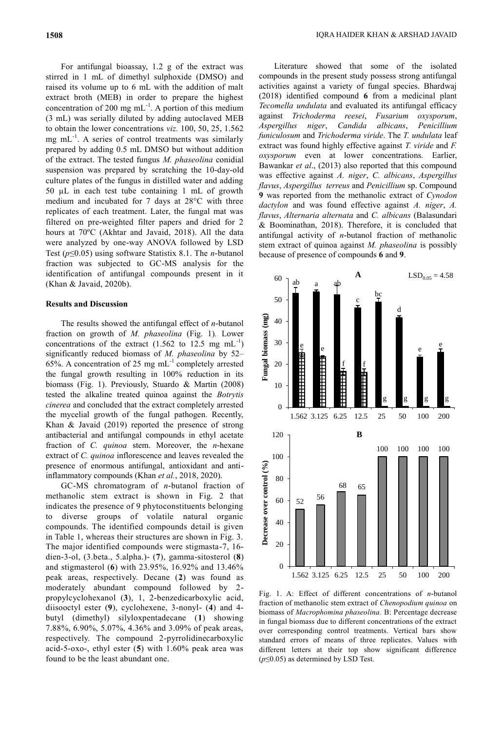For antifungal bioassay, 1.2 g of the extract was stirred in 1 mL of dimethyl sulphoxide (DMSO) and raised its volume up to 6 mL with the addition of malt extract broth (MEB) in order to prepare the highest concentration of 200 mg mL$^{-1}$. A portion of this medium (3 mL) was serially diluted by adding autoclaved MEB to obtain the lower concentrations *viz.* 100, 50, 25, 1.562 mg mL$^{-1}$. A series of control treatments was similarly prepared by adding 0.5 mL DMSO but without addition of the extract. The tested fungus *M. phaseolina* conidial suspension was prepared by scratching the 10-day-old culture plates of the fungus in distilled water and adding 50 μL in each test tube containing 1 mL of growth medium and incubated for 7 days at 28°C with three replicates of each treatment. Later, the fungal mat was filtered on pre-weighted filter papers and dried for 2 hours at 70ºC (Akhtar and Javaid, 2018). All the data were analyzed by one-way ANOVA followed by LSD Test ($p \leq 0.05$) using software Statistix 8.1. The *n*-butanol fraction was subjected to GC-MS analysis for the identification of antifungal compounds present in it (Khan & Javaid, 2020b).

## Results and Discussion

The results showed the antifungal effect of *n*-butanol fraction on growth of *M. phaseolina* (Fig. 1). Lower concentrations of the extract (1.562 to 12.5 mg mL$^{-1}$) significantly reduced biomass of *M. phaseolina* by 52–65%. A concentration of 25 mg mL$^{-1}$ completely arrested the fungal growth resulting in 100% reduction in its biomass (Fig. 1). Previously, Stuardo & Martin (2008) tested the alkaline treated quinoa against the *Botrytis cinerea* and concluded that the extract completely arrested the mycelial growth of the fungal pathogen. Recently, Khan & Javaid (2019) reported the presence of strong antibacterial and antifungal compounds in ethyl acetate fraction of *C. quinoa* stem. Moreover, the *n*-hexane extract of *C. quinoa* inflorescence and leaves revealed the presence of enormous antifungal, antioxidant and anti-inflammatory compounds (Khan *et al.*, 2018, 2020).

GC-MS chromatogram of *n*-butanol fraction of methanolic stem extract is shown in Fig. 2 that indicates the presence of 9 phytoconstituents belonging to diverse groups of volatile natural organic compounds. The identified compounds detail is given in Table 1, whereas their structures are shown in Fig. 3. The major identified compounds were stigmasta-7, 16-dien-3-ol, (3.beta., 5.alpha.)- (**7**), gamma-sitosterol (**8**) and stigmasterol (**6**) with 23.95%, 16.92% and 13.46% peak areas, respectively. Decane (**2**) was found as moderately abundant compound followed by 2-propylcyclohexanol (**3**), 1, 2-benzedicarboxylic acid, diisooctyl ester (**9**), cyclohexene, 3-nonyl- (**4**) and 4-butyl (dimethyl) silyloxpentadecane (**1**) showing 7.88%, 6.90%, 5.07%, 4.36% and 3.09% of peak areas, respectively. The compound 2-pyrrolidinecarboxylic acid-5-oxo-, ethyl ester (**5**) with 1.60% peak area was found to be the least abundant one.

Literature showed that some of the isolated compounds in the present study possess strong antifungal activities against a variety of fungal species. Bhardwaj (2018) identified compound **6** from a medicinal plant *Tecomella undulata* and evaluated its antifungal efficacy against *Trichoderma reesei*, *Fusarium oxysporum*, *Aspergillus niger*, *Candida albicans*, *Penicillium funiculosum* and *Trichoderma viride*. The *T. undulata* leaf extract was found highly effective against *T. viride* and *F. oxysporum* even at lower concentrations. Earlier, Bawankar *et al*., (2013) also reported that this compound was effective against *A. niger*, *C. albicans*, *Aspergillus flavus*, *Aspergillus terreus* and *Penicillium* sp. Compound **9** was reported from the methanolic extract of *Cynodon dactylon* and was found effective against *A. niger*, *A. flavus*, *Alternaria alternata* and *C. albicans* (Balasundari & Boominathan, 2018). Therefore, it is concluded that antifungal activity of *n*-butanol fraction of methanolic stem extract of quinoa against *M. phaseolina* is possibly because of presence of compounds **6** and **9**.

Fig. 1. A: Effect of different concentrations of *n*-butanol fraction of methanolic stem extract of *Chenopodium quinoa* on biomass of *Macrophomina phaseolina.* B: Percentage decrease in fungal biomass due to different concentrations of the extract over corresponding control treatments. Vertical bars show standard errors of means of three replicates. Values with different letters at their top show significant difference ($p \leq 0.05$) as determined by LSD Test.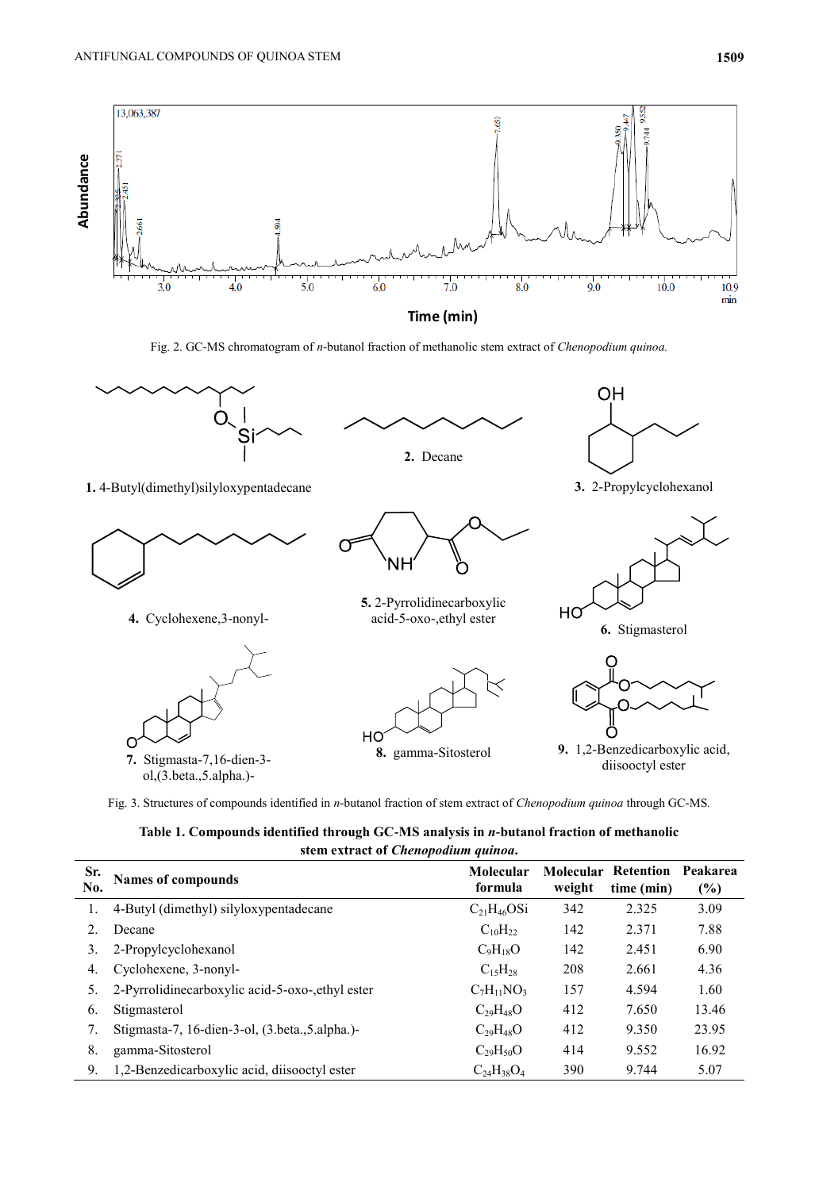Fig. 2. GC-MS chromatogram of *n*-butanol fraction of methanolic stem extract of *Chenopodium quinoa.*

Fig. 3. Structures of compounds identified in *n*-butanol fraction of stem extract of *Chenopodium quinoa* through GC-MS.

**Table 1. Compounds identified through GC-MS analysis in *n*-butanol fraction of methanolic stem extract of *Chenopodium quinoa*.**

| Sr. No. | Names of compounds | Molecular formula | Molecular weight | Retention time (min) | Peakarea (%) |
|---|---|---|---|---|---|
| 1. | 4-Butyl (dimethyl) silyloxypentadecane | $C_{21}H_{46}OSi$ | 342 | 2.325 | 3.09 |
| 2. | Decane | $C_{10}H_{22}$ | 142 | 2.371 | 7.88 |
| 3. | 2-Propylcyclohexanol | $C_9H_{18}O$ | 142 | 2.451 | 6.90 |
| 4. | Cyclohexene, 3-nonyl- | $C_{15}H_{28}$ | 208 | 2.661 | 4.36 |
| 5. | 2-Pyrrolidinecarboxylic acid-5-oxo-,ethyl ester | $C_7H_{11}NO_3$ | 157 | 4.594 | 1.60 |
| 6. | Stigmasterol | $C_{29}H_{48}O$ | 412 | 7.650 | 13.46 |
| 7. | Stigmasta-7, 16-dien-3-ol, (3.beta.,5.alpha.)- | $C_{29}H_{48}O$ | 412 | 9.350 | 23.95 |
| 8. | gamma-Sitosterol | $C_{29}H_{50}O$ | 414 | 9.552 | 16.92 |
| 9. | 1,2-Benzedicarboxylic acid, diisooctyl ester | $C_{24}H_{38}O_4$ | 390 | 9.744 | 5.07 |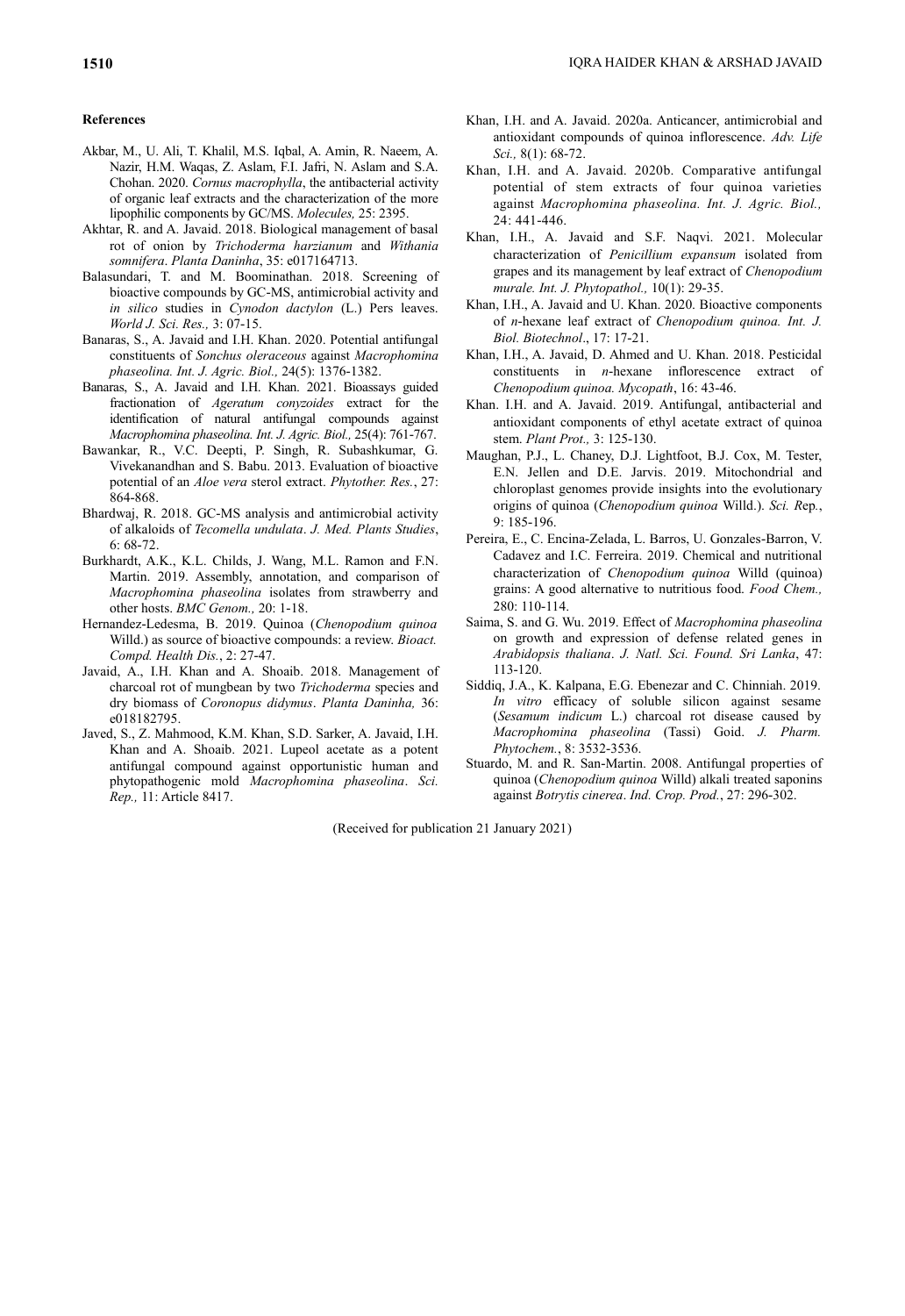## References

Akbar, M., U. Ali, T. Khalil, M.S. Iqbal, A. Amin, R. Naeem, A. Nazir, H.M. Waqas, Z. Aslam, F.I. Jafri, N. Aslam and S.A. Chohan. 2020. *Cornus macrophylla*, the antibacterial activity of organic leaf extracts and the characterization of the more lipophilic components by GC/MS. *Molecules,* 25: 2395.

Akhtar, R. and A. Javaid. 2018. Biological management of basal rot of onion by *Trichoderma harzianum* and *Withania somnifera*. *Planta Daninha*, 35: e017164713.

Balasundari, T. and M. Boominathan. 2018. Screening of bioactive compounds by GC-MS, antimicrobial activity and *in silico* studies in *Cynodon dactylon* (L.) Pers leaves. *World J. Sci. Res.,* 3: 07-15.

Banaras, S., A. Javaid and I.H. Khan. 2020. Potential antifungal constituents of *Sonchus oleraceous* against *Macrophomina phaseolina. Int. J. Agric. Biol.,* 24(5): 1376-1382.

Banaras, S., A. Javaid and I.H. Khan. 2021. Bioassays guided fractionation of *Ageratum conyzoides* extract for the identification of natural antifungal compounds against *Macrophomina phaseolina. Int. J. Agric. Biol.,* 25(4): 761-767.

Bawankar, R., V.C. Deepti, P. Singh, R. Subashkumar, G. Vivekanandhan and S. Babu. 2013. Evaluation of bioactive potential of an *Aloe vera* sterol extract. *Phytother. Res.*, 27: 864-868.

Bhardwaj, R. 2018. GC-MS analysis and antimicrobial activity of alkaloids of *Tecomella undulata*. *J. Med. Plants Studies*, 6: 68-72.

Burkhardt, A.K., K.L. Childs, J. Wang, M.L. Ramon and F.N. Martin. 2019. Assembly, annotation, and comparison of *Macrophomina phaseolina* isolates from strawberry and other hosts. *BMC Genom.,* 20: 1-18.

Hernandez-Ledesma, B. 2019. Quinoa (*Chenopodium quinoa* Willd.) as source of bioactive compounds: a review. *Bioact. Compd. Health Dis.*, 2: 27-47.

Javaid, A., I.H. Khan and A. Shoaib. 2018. Management of charcoal rot of mungbean by two *Trichoderma* species and dry biomass of *Coronopus didymus*. *Planta Daninha,* 36: e018182795.

Javed, S., Z. Mahmood, K.M. Khan, S.D. Sarker, A. Javaid, I.H. Khan and A. Shoaib. 2021. Lupeol acetate as a potent antifungal compound against opportunistic human and phytopathogenic mold *Macrophomina phaseolina*. *Sci. Rep.,* 11: Article 8417.

Khan, I.H. and A. Javaid. 2020a. Anticancer, antimicrobial and antioxidant compounds of quinoa inflorescence. *Adv. Life Sci.,* 8(1): 68-72.

Khan, I.H. and A. Javaid. 2020b. Comparative antifungal potential of stem extracts of four quinoa varieties against *Macrophomina phaseolina. Int. J. Agric. Biol.,* 24: 441-446.

Khan, I.H., A. Javaid and S.F. Naqvi. 2021. Molecular characterization of *Penicillium expansum* isolated from grapes and its management by leaf extract of *Chenopodium murale. Int. J. Phytopathol.,* 10(1): 29-35.

Khan, I.H., A. Javaid and U. Khan. 2020. Bioactive components of *n*-hexane leaf extract of *Chenopodium quinoa. Int. J. Biol. Biotechnol*., 17: 17-21.

Khan, I.H., A. Javaid, D. Ahmed and U. Khan. 2018. Pesticidal constituents in *n*-hexane inflorescence extract of *Chenopodium quinoa. Mycopath*, 16: 43-46.

Khan. I.H. and A. Javaid. 2019. Antifungal, antibacterial and antioxidant components of ethyl acetate extract of quinoa stem. *Plant Prot.,* 3: 125-130.

Maughan, P.J., L. Chaney, D.J. Lightfoot, B.J. Cox, M. Tester, E.N. Jellen and D.E. Jarvis. 2019. Mitochondrial and chloroplast genomes provide insights into the evolutionary origins of quinoa (*Chenopodium quinoa* Willd.). *Sci. Rep.*, 9: 185-196.

Pereira, E., C. Encina-Zelada, L. Barros, U. Gonzales-Barron, V. Cadavez and I.C. Ferreira. 2019. Chemical and nutritional characterization of *Chenopodium quinoa* Willd (quinoa) grains: A good alternative to nutritious food. *Food Chem.,* 280: 110-114.

Saima, S. and G. Wu. 2019. Effect of *Macrophomina phaseolina* on growth and expression of defense related genes in *Arabidopsis thaliana*. *J. Natl. Sci. Found. Sri Lanka*, 47: 113-120.

Siddiq, J.A., K. Kalpana, E.G. Ebenezar and C. Chinniah. 2019. *In vitro* efficacy of soluble silicon against sesame (*Sesamum indicum* L.) charcoal rot disease caused by *Macrophomina phaseolina* (Tassi) Goid. *J. Pharm. Phytochem.*, 8: 3532-3536.

Stuardo, M. and R. San-Martin. 2008. Antifungal properties of quinoa (*Chenopodium quinoa* Willd) alkali treated saponins against *Botrytis cinerea*. *Ind. Crop. Prod.*, 27: 296-302.

(Received for publication 21 January 2021)